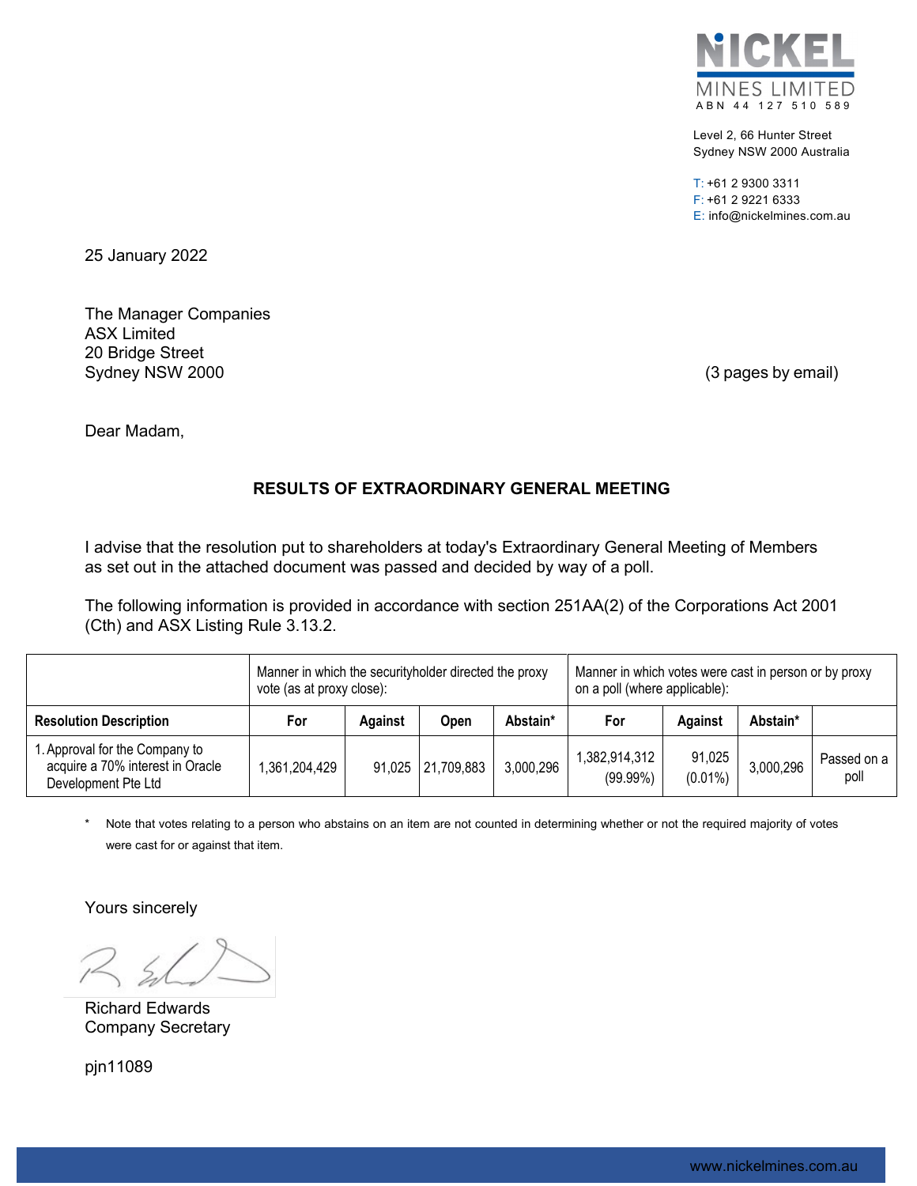NICKEL
MINES LIMITED
ABN 44 127 510 589

Level 2, 66 Hunter Street
Sydney NSW 2000 Australia

T: +61 2 9300 3311
F: +61 2 9221 6333
E: info@nickelmines.com.au

25 January 2022

The Manager Companies
ASX Limited
20 Bridge Street
Sydney NSW 2000

(3 pages by email)

Dear Madam,

**RESULTS OF EXTRAORDINARY GENERAL MEETING**

I advise that the resolution put to shareholders at today's Extraordinary General Meeting of Members as set out in the attached document was passed and decided by way of a poll.

The following information is provided in accordance with section 251AA(2) of the Corporations Act 2001 (Cth) and ASX Listing Rule 3.13.2.

| | Manner in which the securityholder directed the proxy vote (as at proxy close): | | | | Manner in which votes were cast in person or by proxy on a poll (where applicable): | | | |
|---|---|---|---|---|---|---|---|---|
| **Resolution Description** | **For** | **Against** | **Open** | **Abstain*** | **For** | **Against** | **Abstain*** | |
| 1. Approval for the Company to acquire a 70% interest in Oracle Development Pte Ltd | 1,361,204,429 | 91,025 | 21,709,883 | 3,000,296 | 1,382,914,312 (99.99%) | 91,025 (0.01%) | 3,000,296 | Passed on a poll |

\* Note that votes relating to a person who abstains on an item are not counted in determining whether or not the required majority of votes were cast for or against that item.

Yours sincerely

Richard Edwards
Company Secretary

pjn11089

www.nickelmines.com.au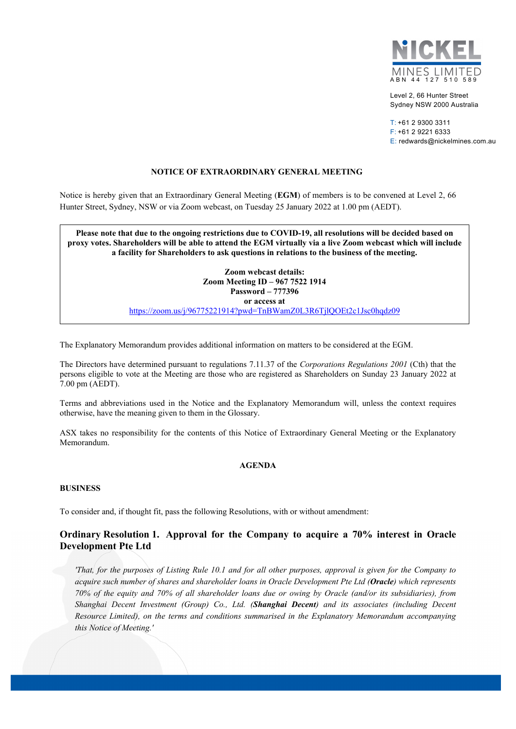NICKEL MINES LIMITED
ABN 44 127 510 589

Level 2, 66 Hunter Street
Sydney NSW 2000 Australia

T: +61 2 9300 3311
F: +61 2 9221 6333
E: redwards@nickelmines.com.au

## NOTICE OF EXTRAORDINARY GENERAL MEETING

Notice is hereby given that an Extraordinary General Meeting (**EGM**) of members is to be convened at Level 2, 66 Hunter Street, Sydney, NSW or via Zoom webcast, on Tuesday 25 January 2022 at 1.00 pm (AEDT).

**Please note that due to the ongoing restrictions due to COVID-19, all resolutions will be decided based on proxy votes. Shareholders will be able to attend the EGM virtually via a live Zoom webcast which will include a facility for Shareholders to ask questions in relations to the business of the meeting.**

**Zoom webcast details:**
**Zoom Meeting ID – 967 7522 1914**
**Password – 777396**
**or access at**
https://zoom.us/j/96775221914?pwd=TnBWamZ0L3R6TjlQOEt2c1Jsc0hqdz09

The Explanatory Memorandum provides additional information on matters to be considered at the EGM.

The Directors have determined pursuant to regulations 7.11.37 of the *Corporations Regulations 2001* (Cth) that the persons eligible to vote at the Meeting are those who are registered as Shareholders on Sunday 23 January 2022 at 7.00 pm (AEDT).

Terms and abbreviations used in the Notice and the Explanatory Memorandum will, unless the context requires otherwise, have the meaning given to them in the Glossary.

ASX takes no responsibility for the contents of this Notice of Extraordinary General Meeting or the Explanatory Memorandum.

## AGENDA

### BUSINESS

To consider and, if thought fit, pass the following Resolutions, with or without amendment:

### Ordinary Resolution 1. Approval for the Company to acquire a 70% interest in Oracle Development Pte Ltd

*'That, for the purposes of Listing Rule 10.1 and for all other purposes, approval is given for the Company to acquire such number of shares and shareholder loans in Oracle Development Pte Ltd (**Oracle**) which represents 70% of the equity and 70% of all shareholder loans due or owing by Oracle (and/or its subsidiaries), from Shanghai Decent Investment (Group) Co., Ltd. (**Shanghai Decent**) and its associates (including Decent Resource Limited), on the terms and conditions summarised in the Explanatory Memorandum accompanying this Notice of Meeting.'*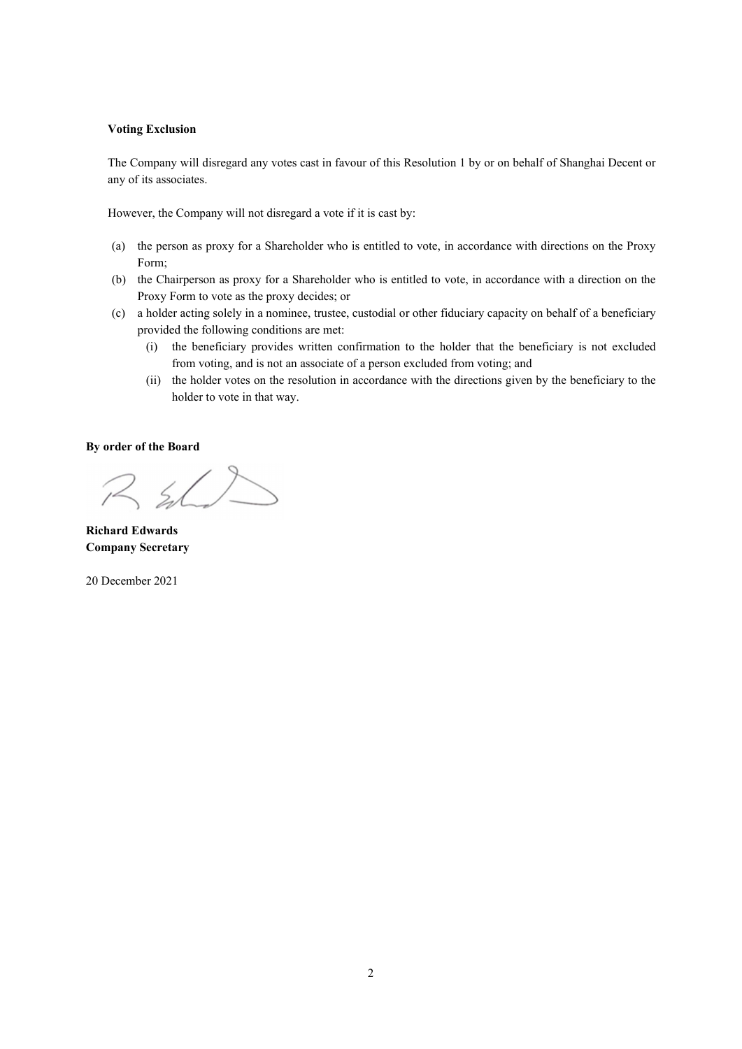**Voting Exclusion**

The Company will disregard any votes cast in favour of this Resolution 1 by or on behalf of Shanghai Decent or any of its associates.

However, the Company will not disregard a vote if it is cast by:

(a) the person as proxy for a Shareholder who is entitled to vote, in accordance with directions on the Proxy Form;

(b) the Chairperson as proxy for a Shareholder who is entitled to vote, in accordance with a direction on the Proxy Form to vote as the proxy decides; or

(c) a holder acting solely in a nominee, trustee, custodial or other fiduciary capacity on behalf of a beneficiary provided the following conditions are met:

   (i) the beneficiary provides written confirmation to the holder that the beneficiary is not excluded from voting, and is not an associate of a person excluded from voting; and

   (ii) the holder votes on the resolution in accordance with the directions given by the beneficiary to the holder to vote in that way.

**By order of the Board**

**Richard Edwards**
**Company Secretary**

20 December 2021